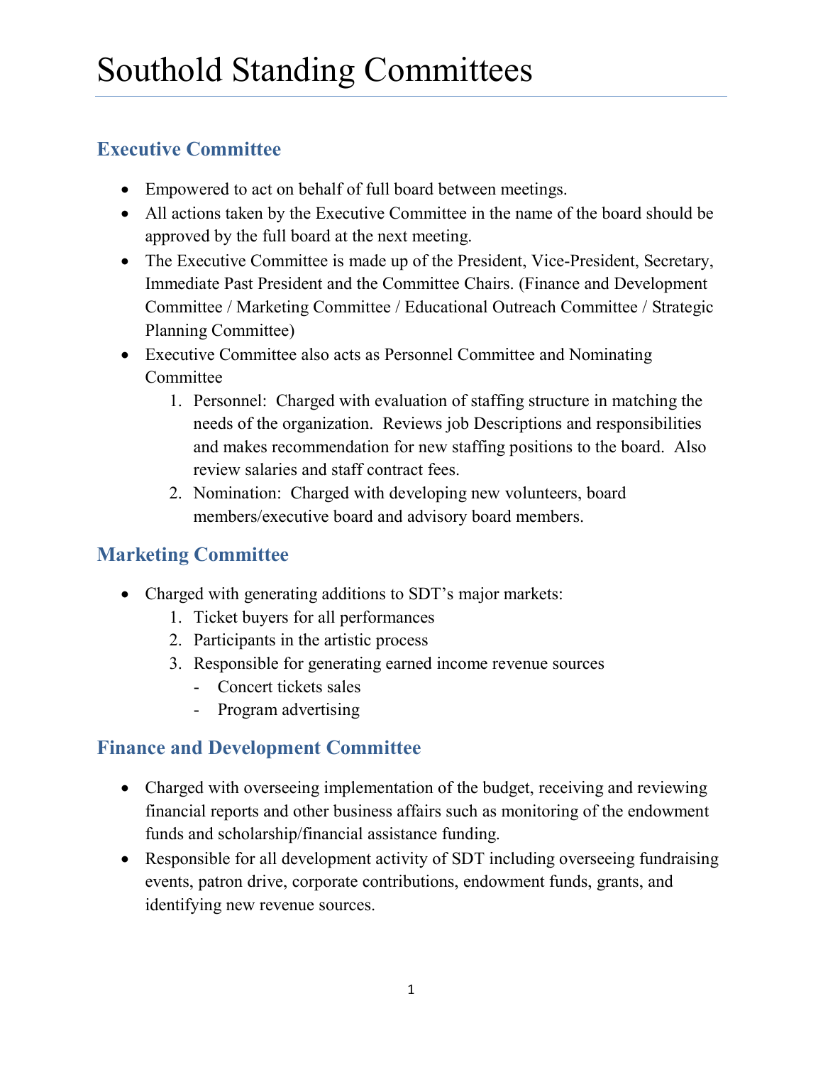# Southold Standing Committees

## Executive Committee

- Empowered to act on behalf of full board between meetings.
- All actions taken by the Executive Committee in the name of the board should be approved by the full board at the next meeting.
- The Executive Committee is made up of the President, Vice-President, Secretary, Immediate Past President and the Committee Chairs. (Finance and Development Committee / Marketing Committee / Educational Outreach Committee / Strategic Planning Committee)
- Executive Committee also acts as Personnel Committee and Nominating Committee
  1. Personnel: Charged with evaluation of staffing structure in matching the needs of the organization. Reviews job Descriptions and responsibilities and makes recommendation for new staffing positions to the board. Also review salaries and staff contract fees.
  2. Nomination: Charged with developing new volunteers, board members/executive board and advisory board members.

## Marketing Committee

- Charged with generating additions to SDT's major markets:
  1. Ticket buyers for all performances
  2. Participants in the artistic process
  3. Responsible for generating earned income revenue sources
     - Concert tickets sales
     - Program advertising

## Finance and Development Committee

- Charged with overseeing implementation of the budget, receiving and reviewing financial reports and other business affairs such as monitoring of the endowment funds and scholarship/financial assistance funding.
- Responsible for all development activity of SDT including overseeing fundraising events, patron drive, corporate contributions, endowment funds, grants, and identifying new revenue sources.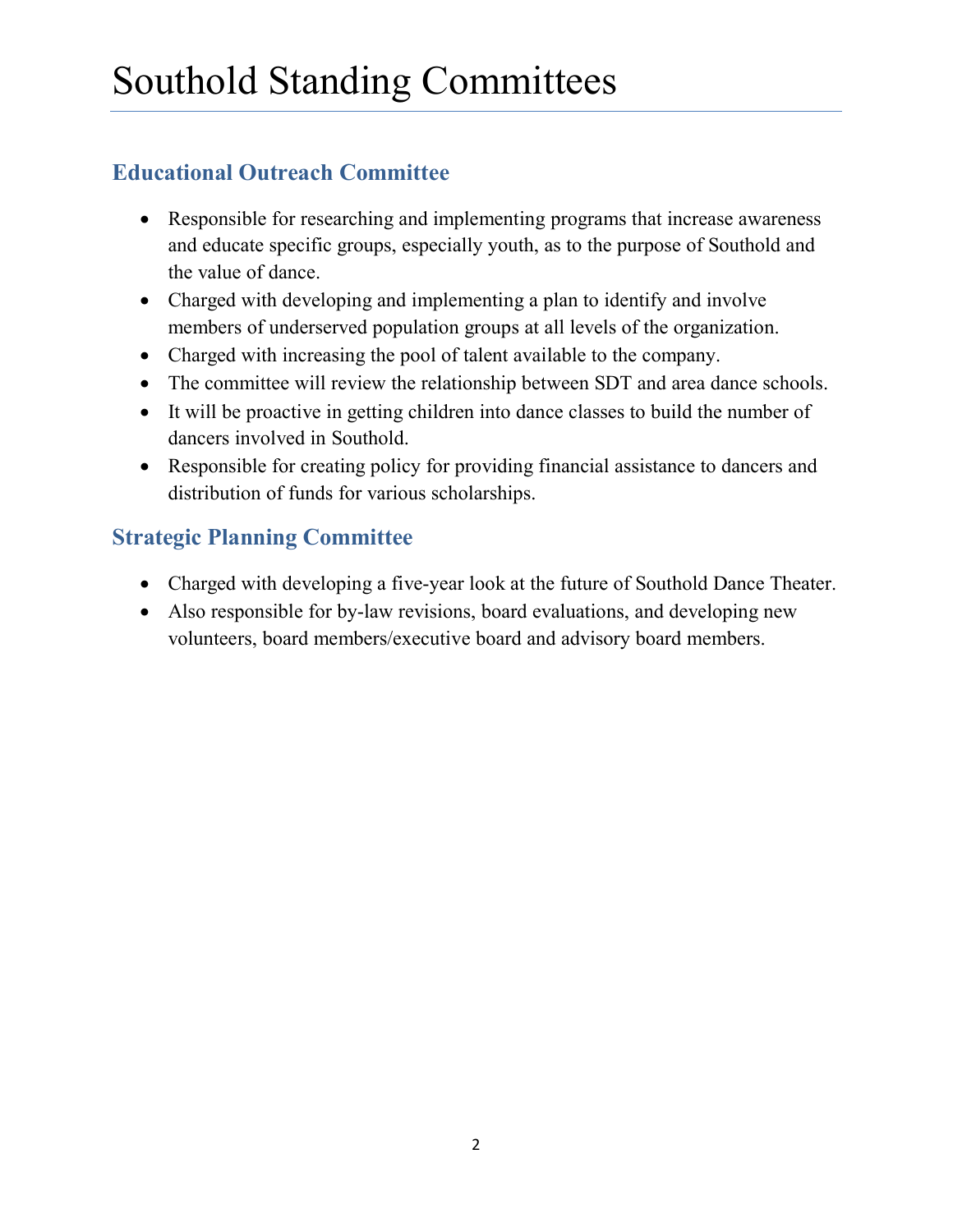# Southold Standing Committees

## Educational Outreach Committee

- Responsible for researching and implementing programs that increase awareness and educate specific groups, especially youth, as to the purpose of Southold and the value of dance.
- Charged with developing and implementing a plan to identify and involve members of underserved population groups at all levels of the organization.
- Charged with increasing the pool of talent available to the company.
- The committee will review the relationship between SDT and area dance schools.
- It will be proactive in getting children into dance classes to build the number of dancers involved in Southold.
- Responsible for creating policy for providing financial assistance to dancers and distribution of funds for various scholarships.

## Strategic Planning Committee

- Charged with developing a five-year look at the future of Southold Dance Theater.
- Also responsible for by-law revisions, board evaluations, and developing new volunteers, board members/executive board and advisory board members.